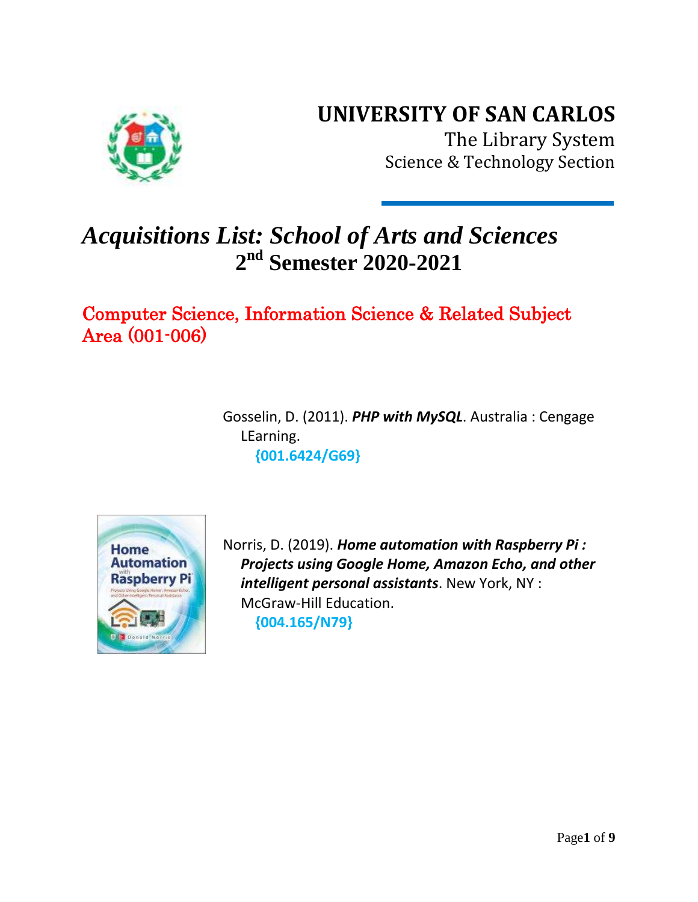# UNIVERSITY OF SAN CARLOS

The Library System

Science & Technology Section

## *Acquisitions List: School of Arts and Sciences*
## 2nd Semester 2020-2021

### Computer Science, Information Science & Related Subject Area (001-006)

Gosselin, D. (2011). ***PHP with MySQL***. Australia : Cengage LEarning.
**{001.6424/G69}**

Norris, D. (2019). ***Home automation with Raspberry Pi : Projects using Google Home, Amazon Echo, and other intelligent personal assistants***. New York, NY : McGraw-Hill Education.
**{004.165/N79}**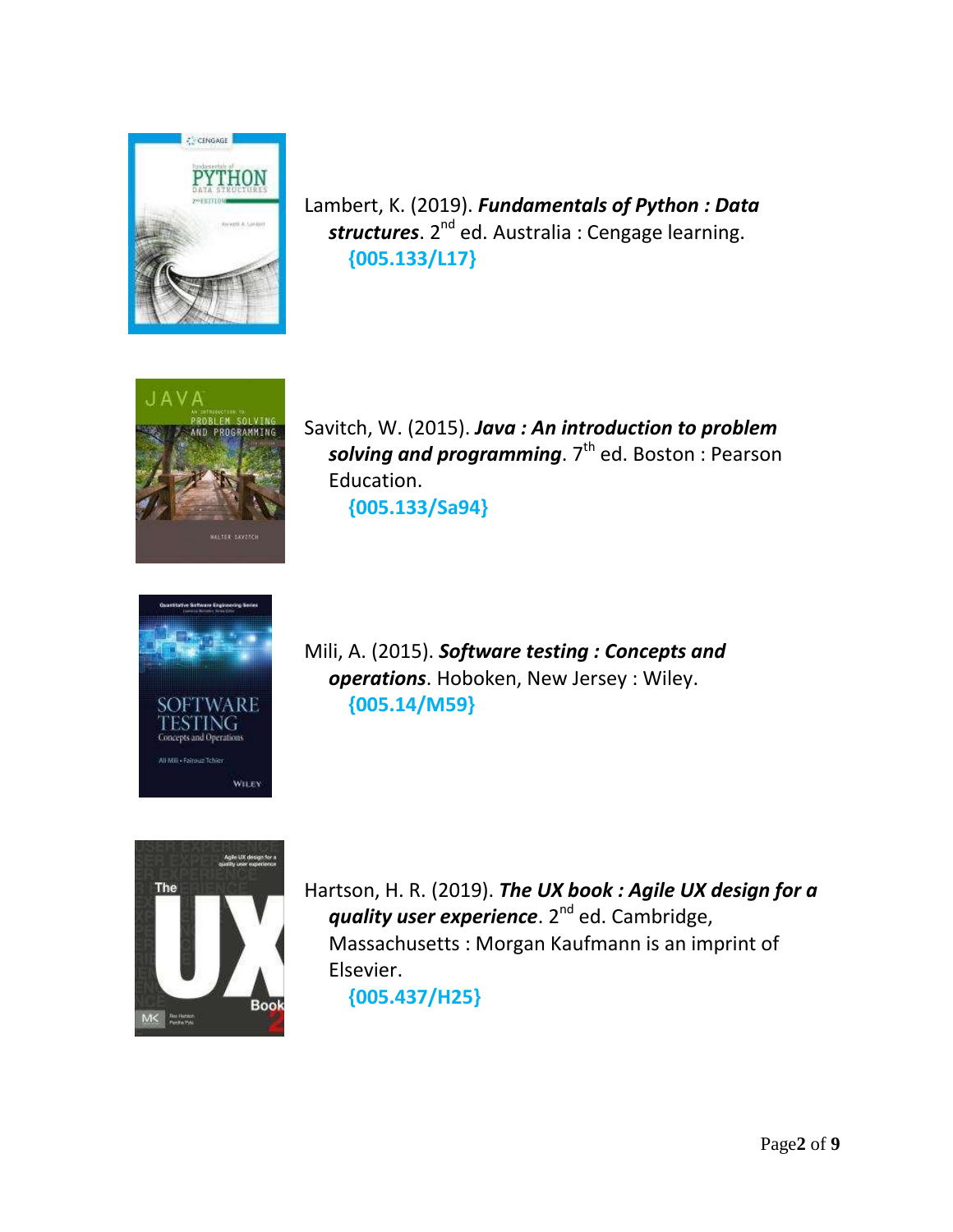Lambert, K. (2019). ***Fundamentals of Python : Data structures***. 2nd ed. Australia : Cengage learning.
**{005.133/L17}**

Savitch, W. (2015). ***Java : An introduction to problem solving and programming***. 7th ed. Boston : Pearson Education.
**{005.133/Sa94}**

Mili, A. (2015). ***Software testing : Concepts and operations***. Hoboken, New Jersey : Wiley.
**{005.14/M59}**

Hartson, H. R. (2019). ***The UX book : Agile UX design for a quality user experience***. 2nd ed. Cambridge, Massachusetts : Morgan Kaufmann is an imprint of Elsevier.
**{005.437/H25}**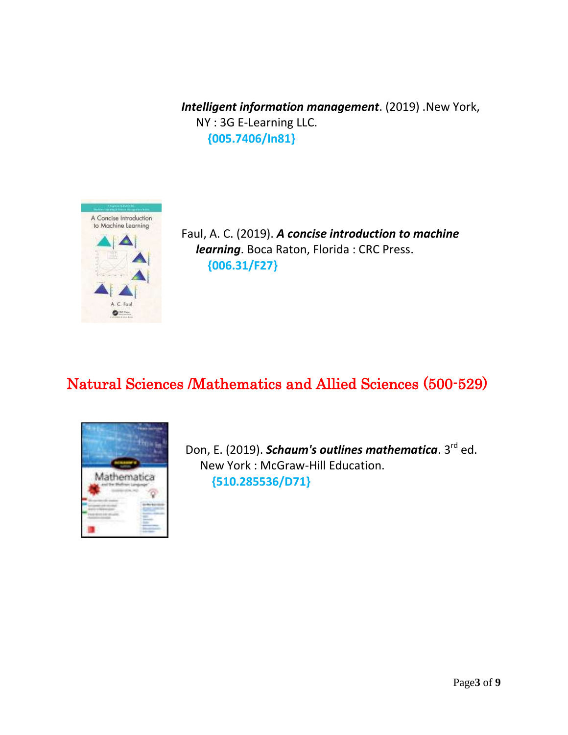***Intelligent information management***. (2019) .New York, NY : 3G E-Learning LLC.
**{005.7406/In81}**

Faul, A. C. (2019). ***A concise introduction to machine learning***. Boca Raton, Florida : CRC Press.
**{006.31/F27}**

## Natural Sciences /Mathematics and Allied Sciences (500-529)

Don, E. (2019). ***Schaum's outlines mathematica***. 3rd ed. New York : McGraw-Hill Education.
**{510.285536/D71}**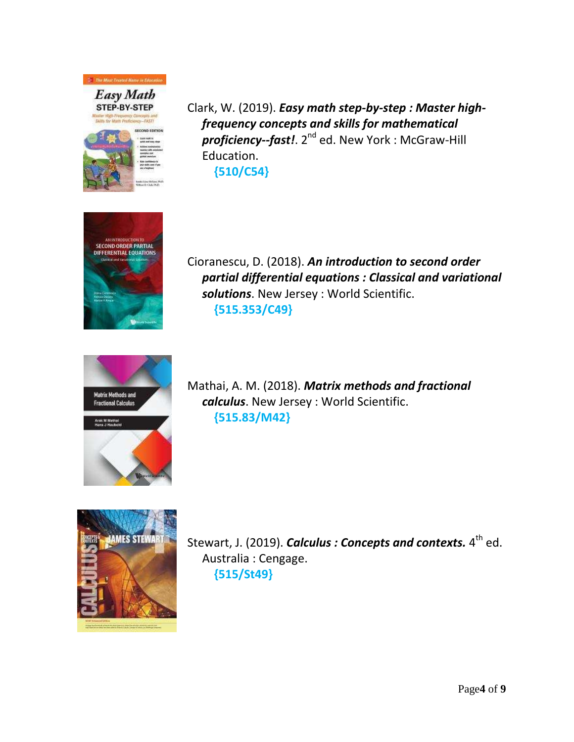Clark, W. (2019). ***Easy math step-by-step : Master high-frequency concepts and skills for mathematical proficiency--fast!***. 2nd ed. New York : McGraw-Hill Education.
**{510/C54}**

Cioranescu, D. (2018). ***An introduction to second order partial differential equations : Classical and variational solutions***. New Jersey : World Scientific.
**{515.353/C49}**

Mathai, A. M. (2018). ***Matrix methods and fractional calculus***. New Jersey : World Scientific.
**{515.83/M42}**

Stewart, J. (2019). ***Calculus : Concepts and contexts.*** 4th ed. Australia : Cengage.
**{515/St49}**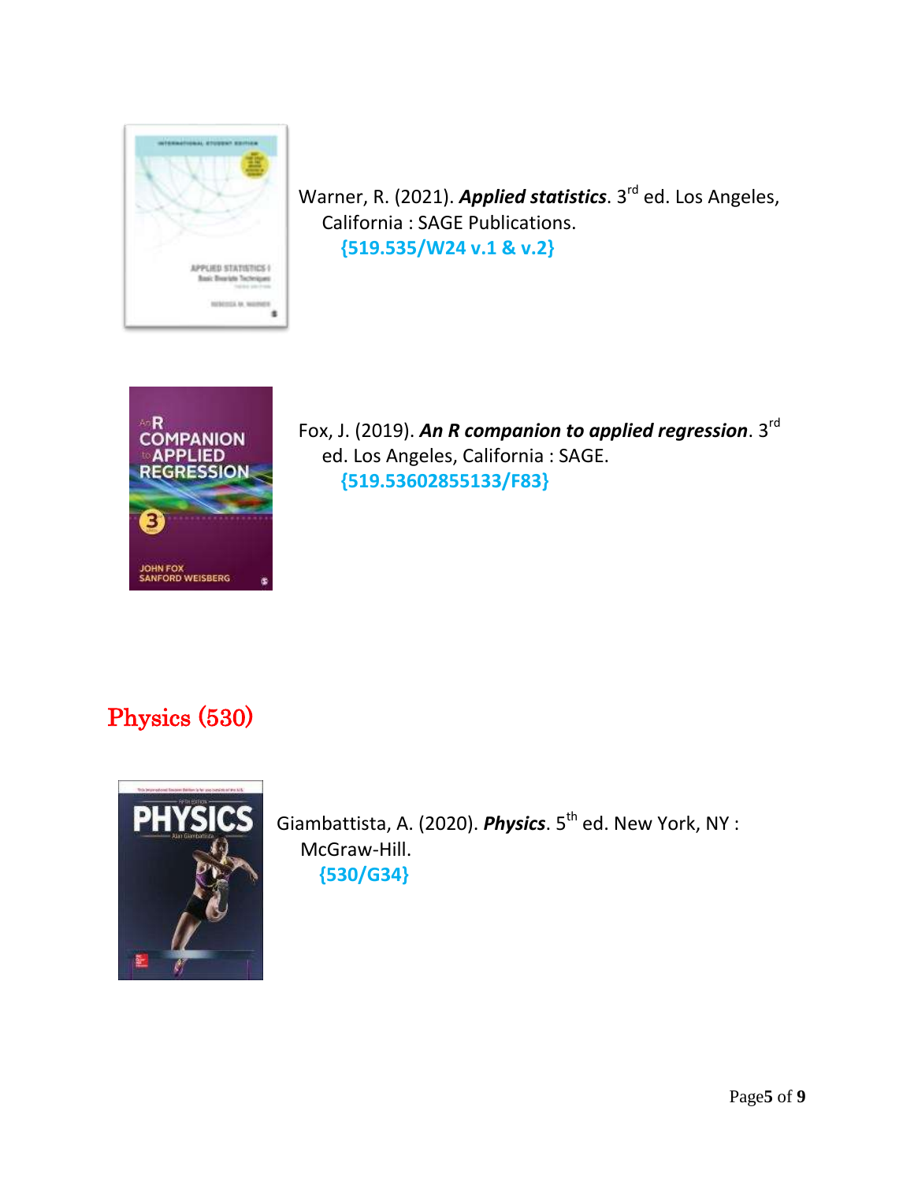Warner, R. (2021). ***Applied statistics***. 3rd ed. Los Angeles, California : SAGE Publications.
**{519.535/W24 v.1 & v.2}**

Fox, J. (2019). ***An R companion to applied regression***. 3rd ed. Los Angeles, California : SAGE.
**{519.53602855133/F83}**

## Physics (530)

Giambattista, A. (2020). ***Physics***. 5th ed. New York, NY : McGraw-Hill.
**{530/G34}**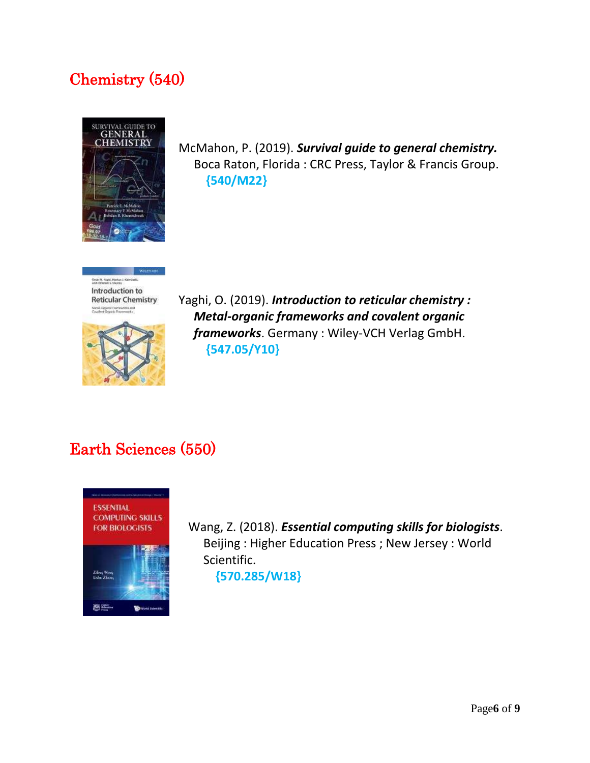## Chemistry (540)

McMahon, P. (2019). ***Survival guide to general chemistry.*** Boca Raton, Florida : CRC Press, Taylor & Francis Group.
**{540/M22}**

Yaghi, O. (2019). ***Introduction to reticular chemistry : Metal-organic frameworks and covalent organic frameworks***. Germany : Wiley-VCH Verlag GmbH.
**{547.05/Y10}**

## Earth Sciences (550)

Wang, Z. (2018). ***Essential computing skills for biologists***. Beijing : Higher Education Press ; New Jersey : World Scientific.
**{570.285/W18}**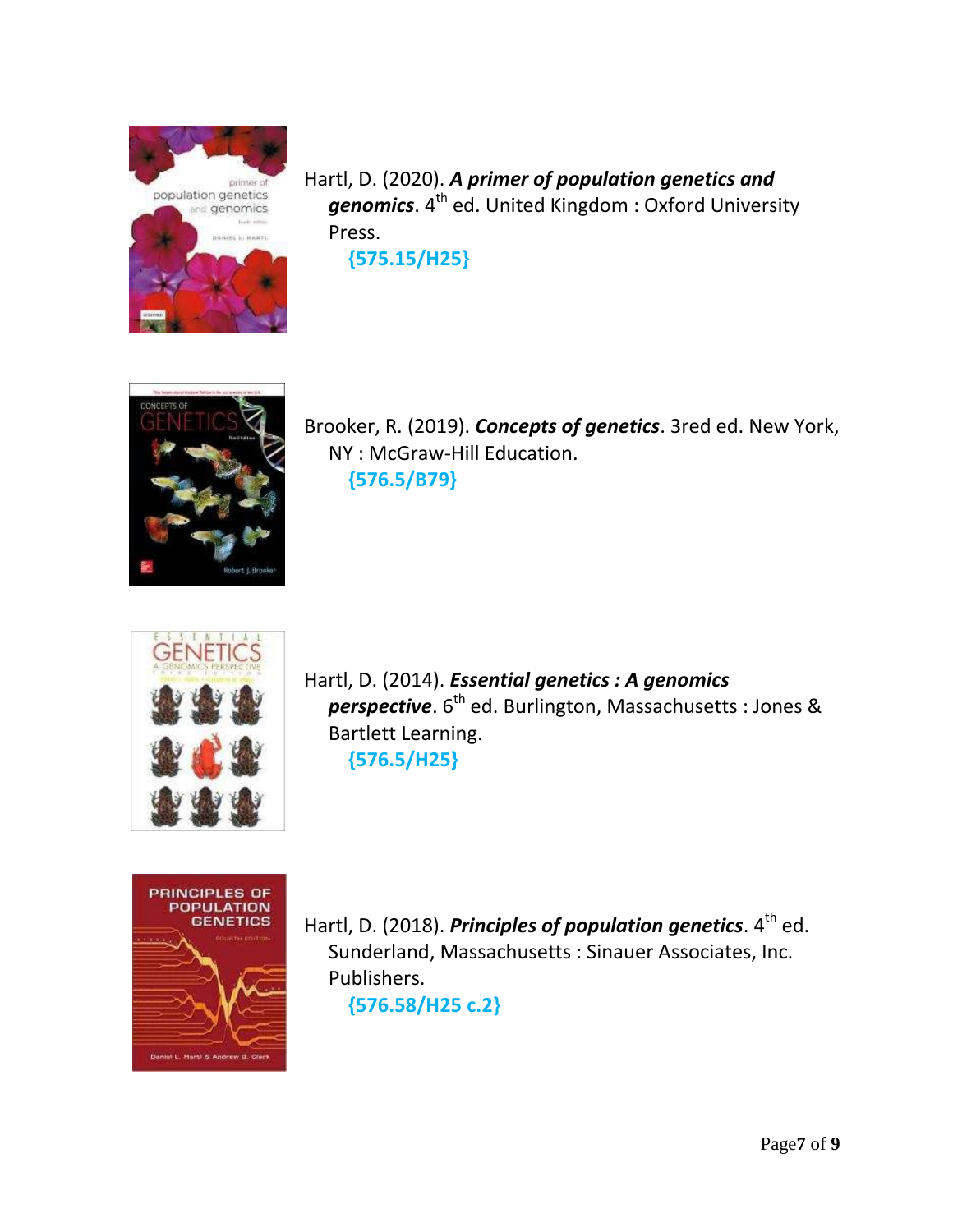Hartl, D. (2020). ***A primer of population genetics and genomics***. 4th ed. United Kingdom : Oxford University Press.
**{575.15/H25}**

Brooker, R. (2019). ***Concepts of genetics***. 3red ed. New York, NY : McGraw-Hill Education.
**{576.5/B79}**

Hartl, D. (2014). ***Essential genetics : A genomics perspective***. 6th ed. Burlington, Massachusetts : Jones & Bartlett Learning.
**{576.5/H25}**

Hartl, D. (2018). ***Principles of population genetics***. 4th ed. Sunderland, Massachusetts : Sinauer Associates, Inc. Publishers.
**{576.58/H25 c.2}**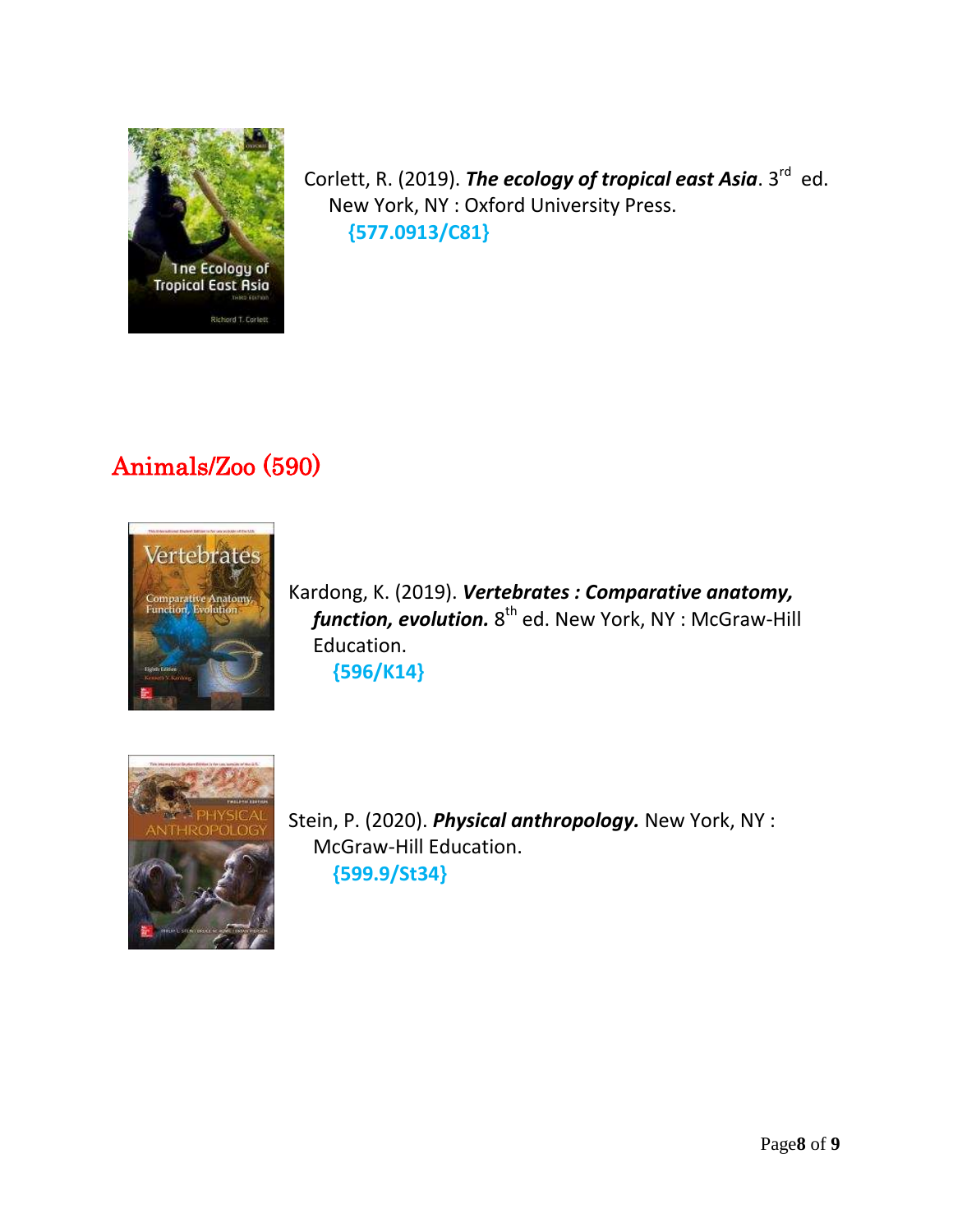Corlett, R. (2019). ***The ecology of tropical east Asia***. 3rd ed. New York, NY : Oxford University Press.
{577.0913/C81}

## Animals/Zoo (590)

Kardong, K. (2019). ***Vertebrates : Comparative anatomy, function, evolution.*** 8th ed. New York, NY : McGraw-Hill Education.
{596/K14}

Stein, P. (2020). ***Physical anthropology.*** New York, NY : McGraw-Hill Education.
{599.9/St34}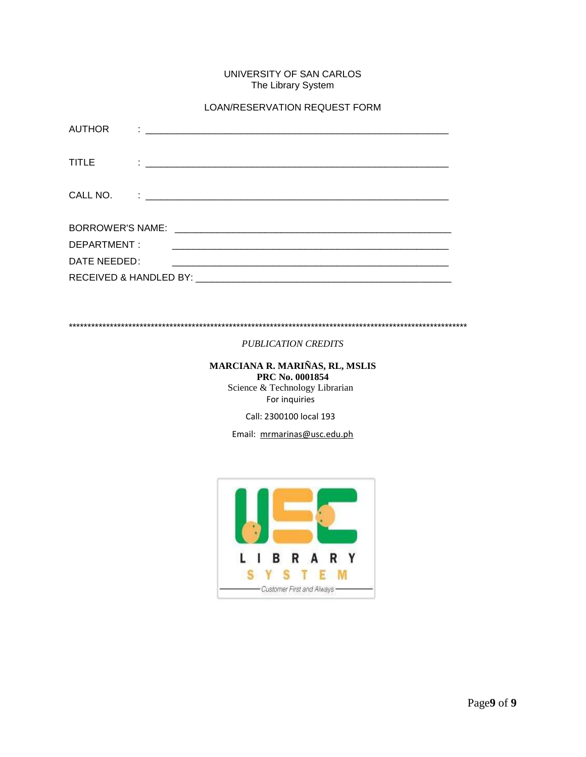UNIVERSITY OF SAN CARLOS
The Library System

LOAN/RESERVATION REQUEST FORM

AUTHOR : ____________________________________________________________

TITLE : ____________________________________________________________

CALL NO. : ____________________________________________________________

BORROWER'S NAME: ______________________________________________________

DEPARTMENT : ______________________________________________________

DATE NEEDED: ______________________________________________________

RECEIVED & HANDLED BY: __________________________________________________

************************************************************************************************************

*PUBLICATION CREDITS*

**MARCIANA R. MARIÑAS, RL, MSLIS**
**PRC No. 0001854**
Science & Technology Librarian
For inquiries

Call: 2300100 local 193

Email: mrmarinas@usc.edu.ph

USC
LIBRARY
SYSTEM
Customer First and Always